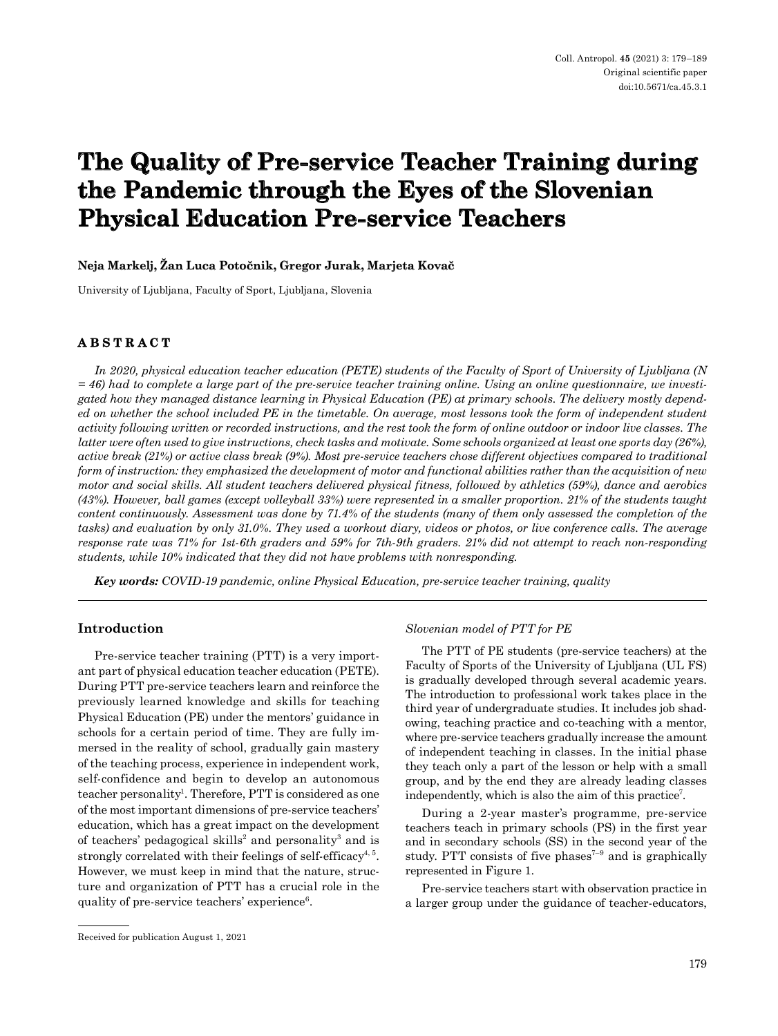# The Quality of Pre-service Teacher Training during the Pandemic through the Eyes of the Slovenian Physical Education Pre-service Teachers

**Neja Markelj, Žan Luca Potočnik, Gregor Jurak, Marjeta Kovač**

University of Ljubljana, Faculty of Sport, Ljubljana, Slovenia

## ABSTRACT

*In 2020, physical education teacher education (PETE) students of the Faculty of Sport of University of Ljubljana (N = 46) had to complete a large part of the pre-service teacher training online. Using an online questionnaire, we investigated how they managed distance learning in Physical Education (PE) at primary schools. The delivery mostly depended on whether the school included PE in the timetable. On average, most lessons took the form of independent student activity following written or recorded instructions, and the rest took the form of online outdoor or indoor live classes. The latter were often used to give instructions, check tasks and motivate. Some schools organized at least one sports day (26%), active break (21%) or active class break (9%). Most pre-service teachers chose different objectives compared to traditional form of instruction: they emphasized the development of motor and functional abilities rather than the acquisition of new motor and social skills. All student teachers delivered physical fitness, followed by athletics (59%), dance and aerobics (43%). However, ball games (except volleyball 33%) were represented in a smaller proportion. 21% of the students taught content continuously. Assessment was done by 71.4% of the students (many of them only assessed the completion of the tasks) and evaluation by only 31.0%. They used a workout diary, videos or photos, or live conference calls. The average response rate was 71% for 1st-6th graders and 59% for 7th-9th graders. 21% did not attempt to reach non-responding students, while 10% indicated that they did not have problems with nonresponding.*

***Key words:*** *COVID-19 pandemic, online Physical Education, pre-service teacher training, quality*

## Introduction

Pre-service teacher training (PTT) is a very important part of physical education teacher education (PETE). During PTT pre-service teachers learn and reinforce the previously learned knowledge and skills for teaching Physical Education (PE) under the mentors' guidance in schools for a certain period of time. They are fully immersed in the reality of school, gradually gain mastery of the teaching process, experience in independent work, self-confidence and begin to develop an autonomous teacher personality[1]. Therefore, PTT is considered as one of the most important dimensions of pre-service teachers' education, which has a great impact on the development of teachers' pedagogical skills[2] and personality[3] and is strongly correlated with their feelings of self-efficacy[4, 5]. However, we must keep in mind that the nature, structure and organization of PTT has a crucial role in the quality of pre-service teachers' experience[6].

### *Slovenian model of PTT for PE*

The PTT of PE students (pre-service teachers) at the Faculty of Sports of the University of Ljubljana (UL FS) is gradually developed through several academic years. The introduction to professional work takes place in the third year of undergraduate studies. It includes job shadowing, teaching practice and co-teaching with a mentor, where pre-service teachers gradually increase the amount of independent teaching in classes. In the initial phase they teach only a part of the lesson or help with a small group, and by the end they are already leading classes independently, which is also the aim of this practice[7].

During a 2-year master's programme, pre-service teachers teach in primary schools (PS) in the first year and in secondary schools (SS) in the second year of the study. PTT consists of five phases[7–9] and is graphically represented in Figure 1.

Pre-service teachers start with observation practice in a larger group under the guidance of teacher-educators,

Received for publication August 1, 2021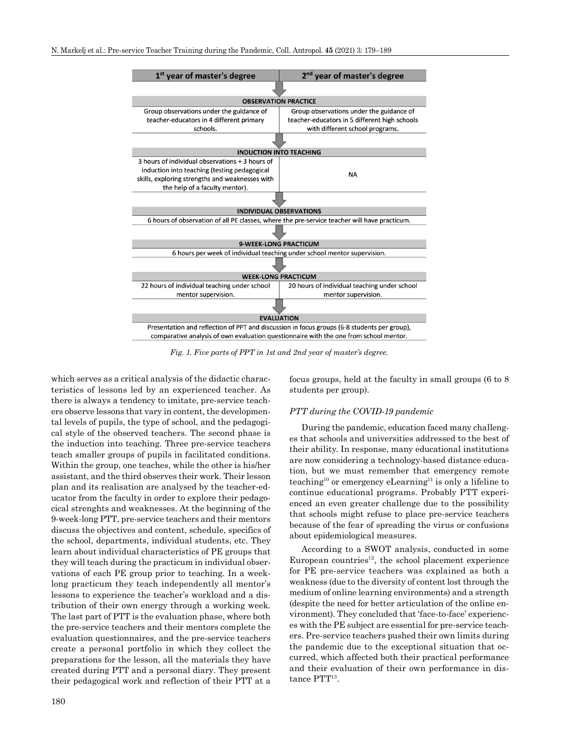| 1st year of master's degree | 2nd year of master's degree |
|---|---|
| **OBSERVATION PRACTICE** | |
| Group observations under the guidance of teacher-educators in 4 different primary schools. | Group observations under the guidance of teacher-educators in 5 different high schools with different school programs. |
| **INDUCTION INTO TEACHING** | |
| 3 hours of individual observations + 3 hours of induction into teaching (testing pedagogical skills, exploring strengths and weaknesses with the help of a faculty mentor). | NA |
| **INDIVIDUAL OBSERVATIONS** | |
| 6 hours of observation of all PE classes, where the pre-service teacher will have practicum. | |
| **9-WEEK-LONG PRACTICUM** | |
| 6 hours per week of individual teaching under school mentor supervision. | |
| **WEEK-LONG PRACTICUM** | |
| 22 hours of individual teaching under school mentor supervision. | 20 hours of individual teaching under school mentor supervision. |
| **EVALUATION** | |
| Presentation and reflection of PPT and discussion in focus groups (6-8 students per group), comparative analysis of own evaluation questionnaire with the one from school mentor. | |

*Fig. 1. Five parts of PPT in 1st and 2nd year of master's degree.*

which serves as a critical analysis of the didactic characteristics of lessons led by an experienced teacher. As there is always a tendency to imitate, pre-service teachers observe lessons that vary in content, the developmental levels of pupils, the type of school, and the pedagogical style of the observed teachers. The second phase is the induction into teaching. Three pre-service teachers teach smaller groups of pupils in facilitated conditions. Within the group, one teaches, while the other is his/her assistant, and the third observes their work. Their lesson plan and its realisation are analysed by the teacher-educator from the faculty in order to explore their pedagogical strenghts and weaknesses. At the beginning of the 9-week-long PTT, pre-service teachers and their mentors discuss the objectives and content, schedule, specifics of the school, departments, individual students, etc. They learn about individual characteristics of PE groups that they will teach during the practicum in individual observations of each PE group prior to teaching. In a week-long practicum they teach independently all mentor's lessons to experience the teacher's workload and a distribution of their own energy through a working week. The last part of PTT is the evaluation phase, where both the pre-service teachers and their mentors complete the evaluation questionnaires, and the pre-service teachers create a personal portfolio in which they collect the preparations for the lesson, all the materials they have created during PTT and a personal diary. They present their pedagogical work and reflection of their PTT at a focus groups, held at the faculty in small groups (6 to 8 students per group).

### *PTT during the COVID-19 pandemic*

During the pandemic, education faced many challenges that schools and universities addressed to the best of their ability. In response, many educational institutions are now considering a technology-based distance education, but we must remember that emergency remote teaching[10] or emergency eLearning[11] is only a lifeline to continue educational programs. Probably PTT experienced an even greater challenge due to the possibility that schools might refuse to place pre-service teachers because of the fear of spreading the virus or confusions about epidemiological measures.

According to a SWOT analysis, conducted in some European countries[12], the school placement experience for PE pre-service teachers was explained as both a weakness (due to the diversity of content lost through the medium of online learning environments) and a strength (despite the need for better articulation of the online environment). They concluded that 'face-to-face' experiences with the PE subject are essential for pre-service teachers. Pre-service teachers pushed their own limits during the pandemic due to the exceptional situation that occurred, which affected both their practical performance and their evaluation of their own performance in distance PTT[13].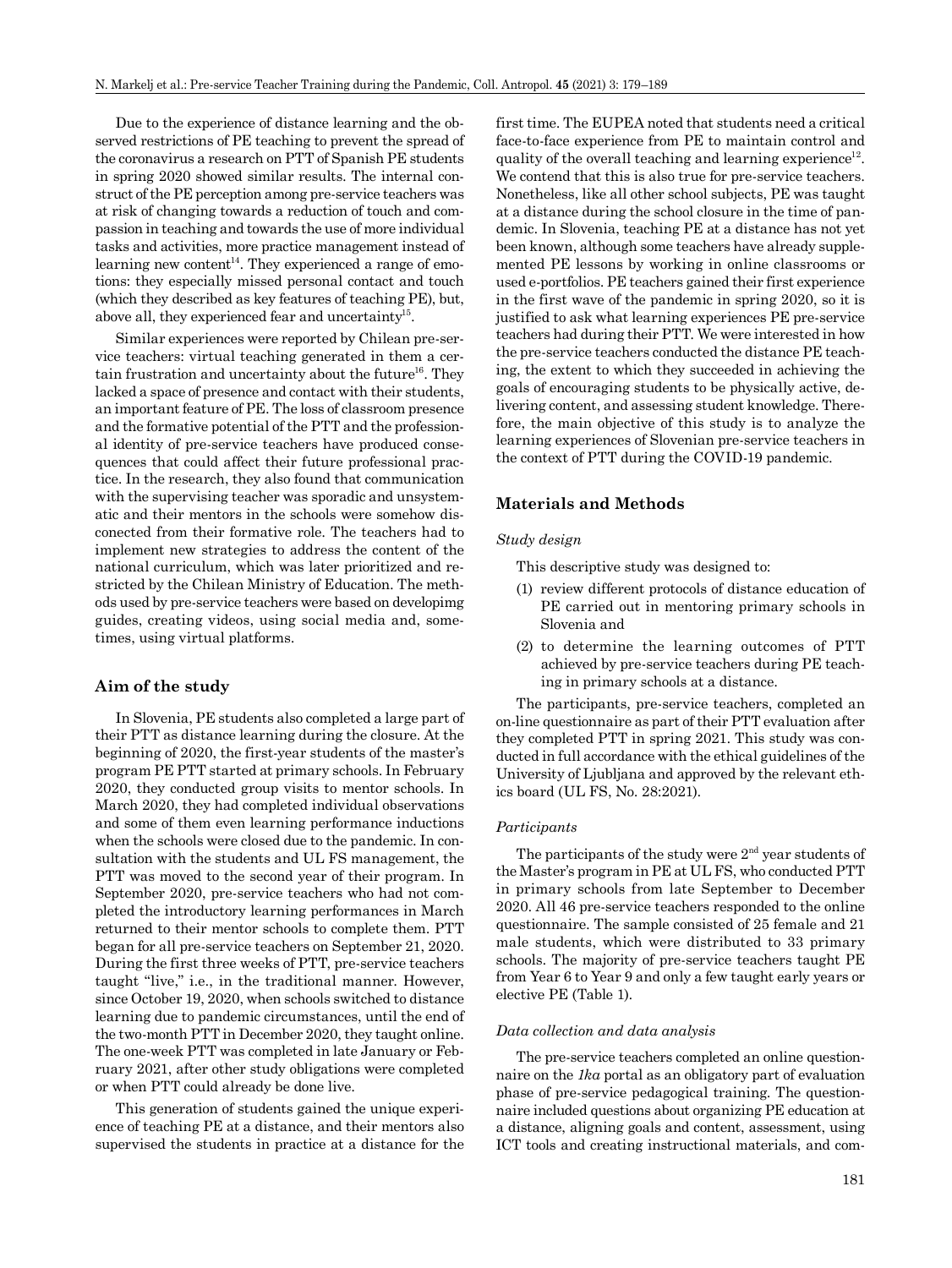Due to the experience of distance learning and the observed restrictions of PE teaching to prevent the spread of the coronavirus a research on PTT of Spanish PE students in spring 2020 showed similar results. The internal construct of the PE perception among pre-service teachers was at risk of changing towards a reduction of touch and compassion in teaching and towards the use of more individual tasks and activities, more practice management instead of learning new content[14]. They experienced a range of emotions: they especially missed personal contact and touch (which they described as key features of teaching PE), but, above all, they experienced fear and uncertainty[15].

Similar experiences were reported by Chilean pre-service teachers: virtual teaching generated in them a certain frustration and uncertainty about the future[16]. They lacked a space of presence and contact with their students, an important feature of PE. The loss of classroom presence and the formative potential of the PTT and the professional identity of pre-service teachers have produced consequences that could affect their future professional practice. In the research, they also found that communication with the supervising teacher was sporadic and unsystematic and their mentors in the schools were somehow disconected from their formative role. The teachers had to implement new strategies to address the content of the national curriculum, which was later prioritized and restricted by the Chilean Ministry of Education. The methods used by pre-service teachers were based on developimg guides, creating videos, using social media and, sometimes, using virtual platforms.

## Aim of the study

In Slovenia, PE students also completed a large part of their PTT as distance learning during the closure. At the beginning of 2020, the first-year students of the master's program PE PTT started at primary schools. In February 2020, they conducted group visits to mentor schools. In March 2020, they had completed individual observations and some of them even learning performance inductions when the schools were closed due to the pandemic. In consultation with the students and UL FS management, the PTT was moved to the second year of their program. In September 2020, pre-service teachers who had not completed the introductory learning performances in March returned to their mentor schools to complete them. PTT began for all pre-service teachers on September 21, 2020. During the first three weeks of PTT, pre-service teachers taught "live," i.e., in the traditional manner. However, since October 19, 2020, when schools switched to distance learning due to pandemic circumstances, until the end of the two-month PTT in December 2020, they taught online. The one-week PTT was completed in late January or February 2021, after other study obligations were completed or when PTT could already be done live.

This generation of students gained the unique experience of teaching PE at a distance, and their mentors also supervised the students in practice at a distance for the first time. The EUPEA noted that students need a critical face-to-face experience from PE to maintain control and quality of the overall teaching and learning experience[12]. We contend that this is also true for pre-service teachers. Nonetheless, like all other school subjects, PE was taught at a distance during the school closure in the time of pandemic. In Slovenia, teaching PE at a distance has not yet been known, although some teachers have already supplemented PE lessons by working in online classrooms or used e-portfolios. PE teachers gained their first experience in the first wave of the pandemic in spring 2020, so it is justified to ask what learning experiences PE pre-service teachers had during their PTT. We were interested in how the pre-service teachers conducted the distance PE teaching, the extent to which they succeeded in achieving the goals of encouraging students to be physically active, delivering content, and assessing student knowledge. Therefore, the main objective of this study is to analyze the learning experiences of Slovenian pre-service teachers in the context of PTT during the COVID-19 pandemic.

## Materials and Methods

### *Study design*

This descriptive study was designed to:

(1) review different protocols of distance education of PE carried out in mentoring primary schools in Slovenia and

(2) to determine the learning outcomes of PTT achieved by pre-service teachers during PE teaching in primary schools at a distance.

The participants, pre-service teachers, completed an on-line questionnaire as part of their PTT evaluation after they completed PTT in spring 2021. This study was conducted in full accordance with the ethical guidelines of the University of Ljubljana and approved by the relevant ethics board (UL FS, No. 28:2021).

### *Participants*

The participants of the study were 2nd year students of the Master's program in PE at UL FS, who conducted PTT in primary schools from late September to December 2020. All 46 pre-service teachers responded to the online questionnaire. The sample consisted of 25 female and 21 male students, which were distributed to 33 primary schools. The majority of pre-service teachers taught PE from Year 6 to Year 9 and only a few taught early years or elective PE (Table 1).

### *Data collection and data analysis*

The pre-service teachers completed an online questionnaire on the *1ka* portal as an obligatory part of evaluation phase of pre-service pedagogical training. The questionnaire included questions about organizing PE education at a distance, aligning goals and content, assessment, using ICT tools and creating instructional materials, and com-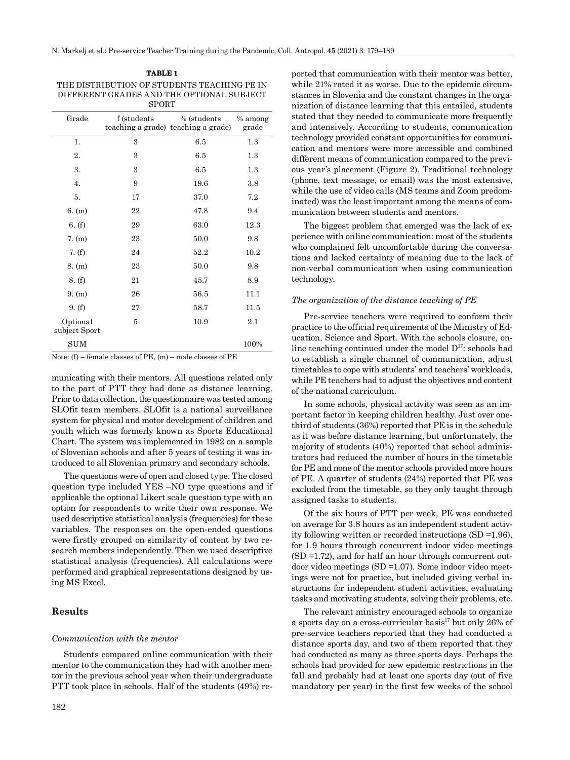**TABLE 1**

THE DISTRIBUTION OF STUDENTS TEACHING PE IN DIFFERENT GRADES AND THE OPTIONAL SUBJECT SPORT

| Grade | f (students teaching a grade) | % (students teaching a grade) | % among grade |
|---|---|---|---|
| 1. | 3 | 6.5 | 1.3 |
| 2. | 3 | 6.5 | 1.3 |
| 3. | 3 | 6.5 | 1.3 |
| 4. | 9 | 19.6 | 3.8 |
| 5. | 17 | 37.0 | 7.2 |
| 6. (m) | 22 | 47.8 | 9.4 |
| 6. (f) | 29 | 63.0 | 12.3 |
| 7. (m) | 23 | 50.0 | 9.8 |
| 7. (f) | 24 | 52.2 | 10.2 |
| 8. (m) | 23 | 50.0 | 9.8 |
| 8. (f) | 21 | 45.7 | 8.9 |
| 9. (m) | 26 | 56.5 | 11.1 |
| 9. (f) | 27 | 58.7 | 11.5 |
| Optional subject Sport | 5 | 10.9 | 2.1 |
| SUM | | | 100% |

Note: (f) – female classes of PE, (m) – male classes of PE

municating with their mentors. All questions related only to the part of PTT they had done as distance learning. Prior to data collection, the questionnaire was tested among SLOfit team members. SLOfit is a national surveillance system for physical and motor development of children and youth which was formerly known as Sports Educational Chart. The system was implemented in 1982 on a sample of Slovenian schools and after 5 years of testing it was introduced to all Slovenian primary and secondary schools.

The questions were of open and closed type. The closed question type included YES –NO type questions and if applicable the optional Likert scale question type with an option for respondents to write their own response. We used descriptive statistical analysis (frequencies) for these variables. The responses on the open-ended questions were firstly grouped on similarity of content by two research members independently. Then we used descriptive statistical analysis (frequencies). All calculations were performed and graphical representations designed by using MS Excel.

## Results

### *Communication with the mentor*

Students compared online communication with their mentor to the communication they had with another mentor in the previous school year when their undergraduate PTT took place in schools. Half of the students (49%) reported that communication with their mentor was better, while 21% rated it as worse. Due to the epidemic circumstances in Slovenia and the constant changes in the organization of distance learning that this entailed, students stated that they needed to communicate more frequently and intensively. According to students, communication technology provided constant opportunities for communication and mentors were more accessible and combined different means of communication compared to the previous year's placement (Figure 2). Traditional technology (phone, text message, or email) was the most extensive, while the use of video calls (MS teams and Zoom predominated) was the least important among the means of communication between students and mentors.

The biggest problem that emerged was the lack of experience with online communication: most of the students who complained felt uncomfortable during the conversations and lacked certainty of meaning due to the lack of non-verbal communication when using communication technology.

### *The organization of the distance teaching of PE*

Pre-service teachers were required to conform their practice to the official requirements of the Ministry of Education, Science and Sport. With the schools closure, online teaching continued under the model D[17]: schools had to establish a single channel of communication, adjust timetables to cope with students' and teachers' workloads, while PE teachers had to adjust the objectives and content of the national curriculum.

In some schools, physical activity was seen as an important factor in keeping children healthy. Just over one-third of students (36%) reported that PE is in the schedule as it was before distance learning, but unfortunately, the majority of students (40%) reported that school administrators had reduced the number of hours in the timetable for PE and none of the mentor schools provided more hours of PE. A quarter of students (24%) reported that PE was excluded from the timetable, so they only taught through assigned tasks to students.

Of the six hours of PTT per week, PE was conducted on average for 3.8 hours as an independent student activity following written or recorded instructions (SD =1.96), for 1.9 hours through concurrent indoor video meetings (SD =1.72), and for half an hour through concurrent outdoor video meetings (SD =1.07). Some indoor video meetings were not for practice, but included giving verbal instructions for independent student activities, evaluating tasks and motivating students, solving their problems, etc.

The relevant ministry encouraged schools to organize a sports day on a cross-curricular basis[17] but only 26% of pre-service teachers reported that they had conducted a distance sports day, and two of them reported that they had conducted as many as three sports days. Perhaps the schools had provided for new epidemic restrictions in the fall and probably had at least one sports day (out of five mandatory per year) in the first few weeks of the school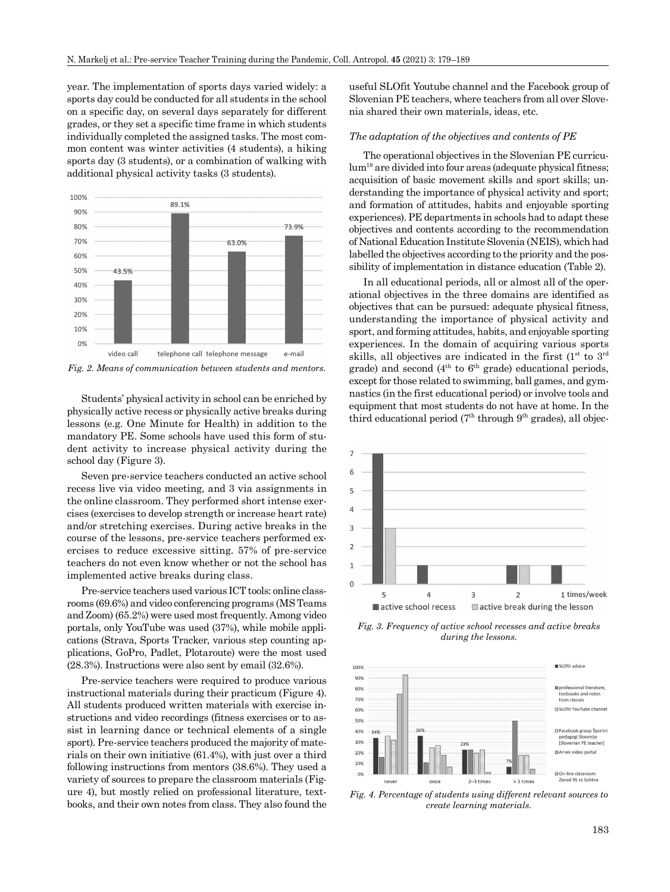year. The implementation of sports days varied widely: a sports day could be conducted for all students in the school on a specific day, on several days separately for different grades, or they set a specific time frame in which students individually completed the assigned tasks. The most common content was winter activities (4 students), a hiking sports day (3 students), or a combination of walking with additional physical activity tasks (3 students).

100%
90%
80%
70%
60%
50%
40%
30%
20%
10%
0%
89.1%
73.9%
63.0%
43.5%
video call
telephone call
telephone message
e-mail

*Fig. 2. Means of communication between students and mentors.*

Students' physical activity in school can be enriched by physically active recess or physically active breaks during lessons (e.g. One Minute for Health) in addition to the mandatory PE. Some schools have used this form of student activity to increase physical activity during the school day (Figure 3).

Seven pre-service teachers conducted an active school recess live via video meeting, and 3 via assignments in the online classroom. They performed short intense exercises (exercises to develop strength or increase heart rate) and/or stretching exercises. During active breaks in the course of the lessons, pre-service teachers performed exercises to reduce excessive sitting. 57% of pre-service teachers do not even know whether or not the school has implemented active breaks during class.

Pre-service teachers used various ICT tools: online classrooms (69.6%) and video conferencing programs (MS Teams and Zoom) (65.2%) were used most frequently. Among video portals, only YouTube was used (37%), while mobile applications (Strava, Sports Tracker, various step counting applications, GoPro, Padlet, Plotaroute) were the most used (28.3%). Instructions were also sent by email (32.6%).

Pre-service teachers were required to produce various instructional materials during their practicum (Figure 4). All students produced written materials with exercise instructions and video recordings (fitness exercises or to assist in learning dance or technical elements of a single sport). Pre-service teachers produced the majority of materials on their own initiative (61.4%), with just over a third following instructions from mentors (38.6%). They used a variety of sources to prepare the classroom materials (Figure 4), but mostly relied on professional literature, textbooks, and their own notes from class. They also found the useful SLOfit Youtube channel and the Facebook group of Slovenian PE teachers, where teachers from all over Slovenia shared their own materials, ideas, etc.

*The adaptation of the objectives and contents of PE*

The operational objectives in the Slovenian PE curriculum[18] are divided into four areas (adequate physical fitness; acquisition of basic movement skills and sport skills; understanding the importance of physical activity and sport; and formation of attitudes, habits and enjoyable sporting experiences). PE departments in schools had to adapt these objectives and contents according to the recommendation of National Education Institute Slovenia (NEIS), which had labelled the objectives according to the priority and the possibility of implementation in distance education (Table 2).

In all educational periods, all or almost all of the operational objectives in the three domains are identified as objectives that can be pursued: adequate physical fitness, understanding the importance of physical activity and sport, and forming attitudes, habits, and enjoyable sporting experiences. In the domain of acquiring various sports skills, all objectives are indicated in the first (1st to 3rd grade) and second (4th to 6th grade) educational periods, except for those related to swimming, ball games, and gymnastics (in the first educational period) or involve tools and equipment that most students do not have at home. In the third educational period (7th through 9th grades), all objec-

7
6
5
4
3
2
1
0
5
4
3
2
1 times/week
active school recess
active break during the lesson

*Fig. 3. Frequency of active school recesses and active breaks during the lessons.*

100%
90%
80%
70%
60%
50%
40%
30%
20%
10%
0%
34%
36%
23%
7%
never
once
2–3 times
> 3 times
SLOfit advice
professional literature, textbooks and notes from classes
SLOfit YouTube channel
Facebook group Športni pedagogi Slovenije [Slovenian PE teacher]
Arnes video portal
On-line classroom Zavod RS za šolstvo

*Fig. 4. Percentage of students using different relevant sources to create learning materials.*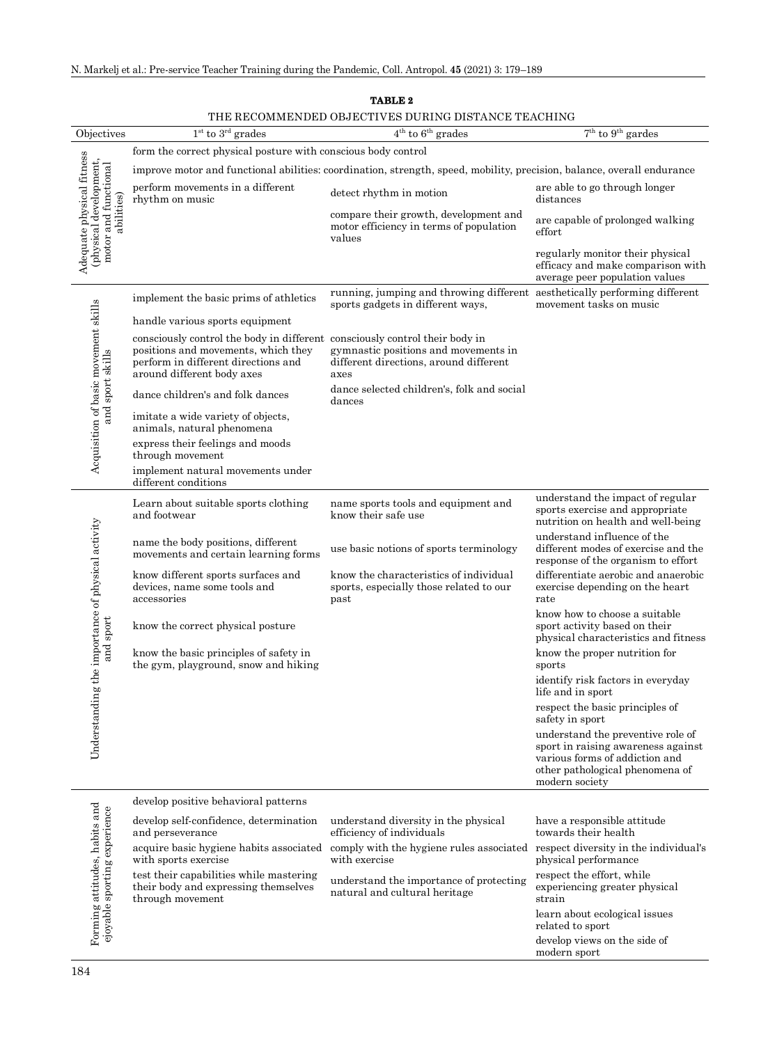**TABLE 2**

THE RECOMMENDED OBJECTIVES DURING DISTANCE TEACHING

| Objectives | 1[st] to 3[rd] grades | 4[th] to 6[th] grades | 7[th] to 9[th] gardes |
|---|---|---|---|
| Adequate physical fitness (physical development, motor and functional abilities) | form the correct physical posture with conscious body control | | |
| | improve motor and functional abilities: coordination, strength, speed, mobility, precision, balance, overall endurance | | |
| | perform movements in a different rhythm on music | detect rhythm in motion | are able to go through longer distances |
| | | compare their growth, development and motor efficiency in terms of population values | are capable of prolonged walking effort |
| | | | regularly monitor their physical efficacy and make comparison with average peer population values |
| Acquisition of basic movement skills and sport skills | implement the basic prims of athletics | running, jumping and throwing different sports gadgets in different ways, | aesthetically performing different movement tasks on music |
| | handle various sports equipment | | |
| | consciously control the body in different positions and movements, which they perform in different directions and around different body axes | consciously control their body in gymnastic positions and movements in different directions, around different axes | |
| | dance children's and folk dances | dance selected children's, folk and social dances | |
| | imitate a wide variety of objects, animals, natural phenomena | | |
| | express their feelings and moods through movement | | |
| | implement natural movements under different conditions | | |
| Understanding the importance of physical activity and sport | Learn about suitable sports clothing and footwear | name sports tools and equipment and know their safe use | understand the impact of regular sports exercise and appropriate nutrition on health and well-being |
| | name the body positions, different movements and certain learning forms | use basic notions of sports terminology | understand influence of the different modes of exercise and the response of the organism to effort |
| | know different sports surfaces and devices, name some tools and accessories | know the characteristics of individual sports, especially those related to our past | differentiate aerobic and anaerobic exercise depending on the heart rate |
| | know the correct physical posture | | know how to choose a suitable sport activity based on their physical characteristics and fitness |
| | know the basic principles of safety in the gym, playground, snow and hiking | | know the proper nutrition for sports |
| | | | identify risk factors in everyday life and in sport |
| | | | respect the basic principles of safety in sport |
| | | | understand the preventive role of sport in raising awareness against various forms of addiction and other pathological phenomena of modern society |
| Forming attitudes, habits and ejoyable sporting experience | develop positive behavioral patterns | | |
| | develop self-confidence, determination and perseverance | understand diversity in the physical efficiency of individuals | have a responsible attitude towards their health |
| | acquire basic hygiene habits associated with sports exercise | comply with the hygiene rules associated with exercise | respect diversity in the individual's physical performance |
| | test their capabilities while mastering their body and expressing themselves through movement | understand the importance of protecting natural and cultural heritage | respect the effort, while experiencing greater physical strain |
| | | | learn about ecological issues related to sport |
| | | | develop views on the side of modern sport |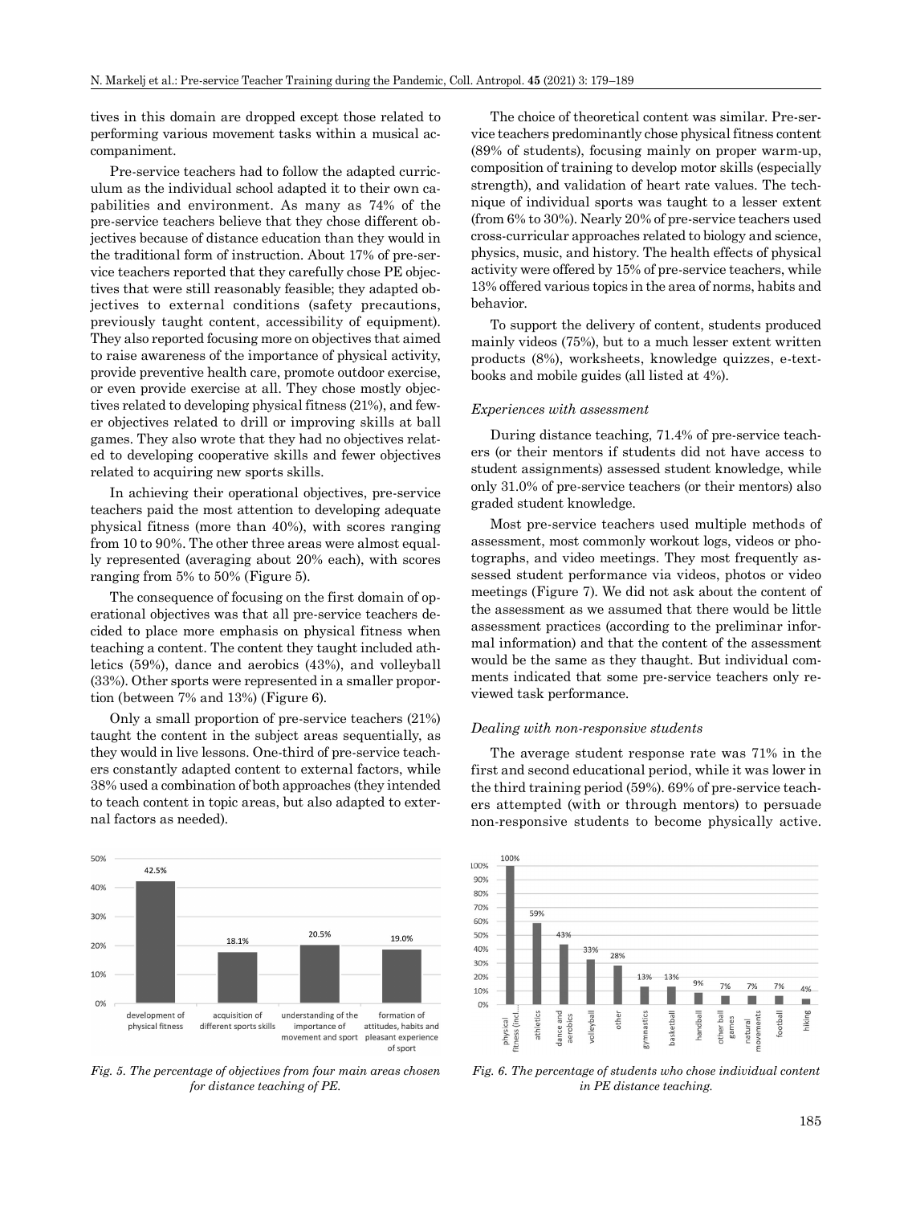tives in this domain are dropped except those related to performing various movement tasks within a musical accompaniment.

Pre-service teachers had to follow the adapted curriculum as the individual school adapted it to their own capabilities and environment. As many as 74% of the pre-service teachers believe that they chose different objectives because of distance education than they would in the traditional form of instruction. About 17% of pre-service teachers reported that they carefully chose PE objectives that were still reasonably feasible; they adapted objectives to external conditions (safety precautions, previously taught content, accessibility of equipment). They also reported focusing more on objectives that aimed to raise awareness of the importance of physical activity, provide preventive health care, promote outdoor exercise, or even provide exercise at all. They chose mostly objectives related to developing physical fitness (21%), and fewer objectives related to drill or improving skills at ball games. They also wrote that they had no objectives related to developing cooperative skills and fewer objectives related to acquiring new sports skills.

In achieving their operational objectives, pre-service teachers paid the most attention to developing adequate physical fitness (more than 40%), with scores ranging from 10 to 90%. The other three areas were almost equally represented (averaging about 20% each), with scores ranging from 5% to 50% (Figure 5).

The consequence of focusing on the first domain of operational objectives was that all pre-service teachers decided to place more emphasis on physical fitness when teaching a content. The content they taught included athletics (59%), dance and aerobics (43%), and volleyball (33%). Other sports were represented in a smaller proportion (between 7% and 13%) (Figure 6).

Only a small proportion of pre-service teachers (21%) taught the content in the subject areas sequentially, as they would in live lessons. One-third of pre-service teachers constantly adapted content to external factors, while 38% used a combination of both approaches (they intended to teach content in topic areas, but also adapted to external factors as needed).

The choice of theoretical content was similar. Pre-service teachers predominantly chose physical fitness content (89% of students), focusing mainly on proper warm-up, composition of training to develop motor skills (especially strength), and validation of heart rate values. The technique of individual sports was taught to a lesser extent (from 6% to 30%). Nearly 20% of pre-service teachers used cross-curricular approaches related to biology and science, physics, music, and history. The health effects of physical activity were offered by 15% of pre-service teachers, while 13% offered various topics in the area of norms, habits and behavior.

To support the delivery of content, students produced mainly videos (75%), but to a much lesser extent written products (8%), worksheets, knowledge quizzes, e-textbooks and mobile guides (all listed at 4%).

*Experiences with assessment*

During distance teaching, 71.4% of pre-service teachers (or their mentors if students did not have access to student assignments) assessed student knowledge, while only 31.0% of pre-service teachers (or their mentors) also graded student knowledge.

Most pre-service teachers used multiple methods of assessment, most commonly workout logs, videos or photographs, and video meetings. They most frequently assessed student performance via videos, photos or video meetings (Figure 7). We did not ask about the content of the assessment as we assumed that there would be little assessment practices (according to the preliminar informal information) and that the content of the assessment would be the same as they thaught. But individual comments indicated that some pre-service teachers only reviewed task performance.

*Dealing with non-responsive students*

The average student response rate was 71% in the first and second educational period, while it was lower in the third training period (59%). 69% of pre-service teachers attempted (with or through mentors) to persuade non-responsive students to become physically active.

50%
40%
30%
20%
10%
0%
42.5%
18.1%
20.5%
19.0%
development of physical fitness
acquisition of different sports skills
understanding of the importance of movement and sport
formation of attitudes, habits and pleasant experience of sport

*Fig. 5. The percentage of objectives from four main areas chosen for distance teaching of PE.*

100%
90%
80%
70%
60%
50%
40%
30%
20%
10%
0%
100%
59%
43%
33%
28%
13%
13%
9%
7%
7%
7%
4%
physical fitness (incl...
athletics
dance and aerobics
volleyball
other
gymnastics
basketball
handball
other ball games
natural movements
football
hiking

*Fig. 6. The percentage of students who chose individual content in PE distance teaching.*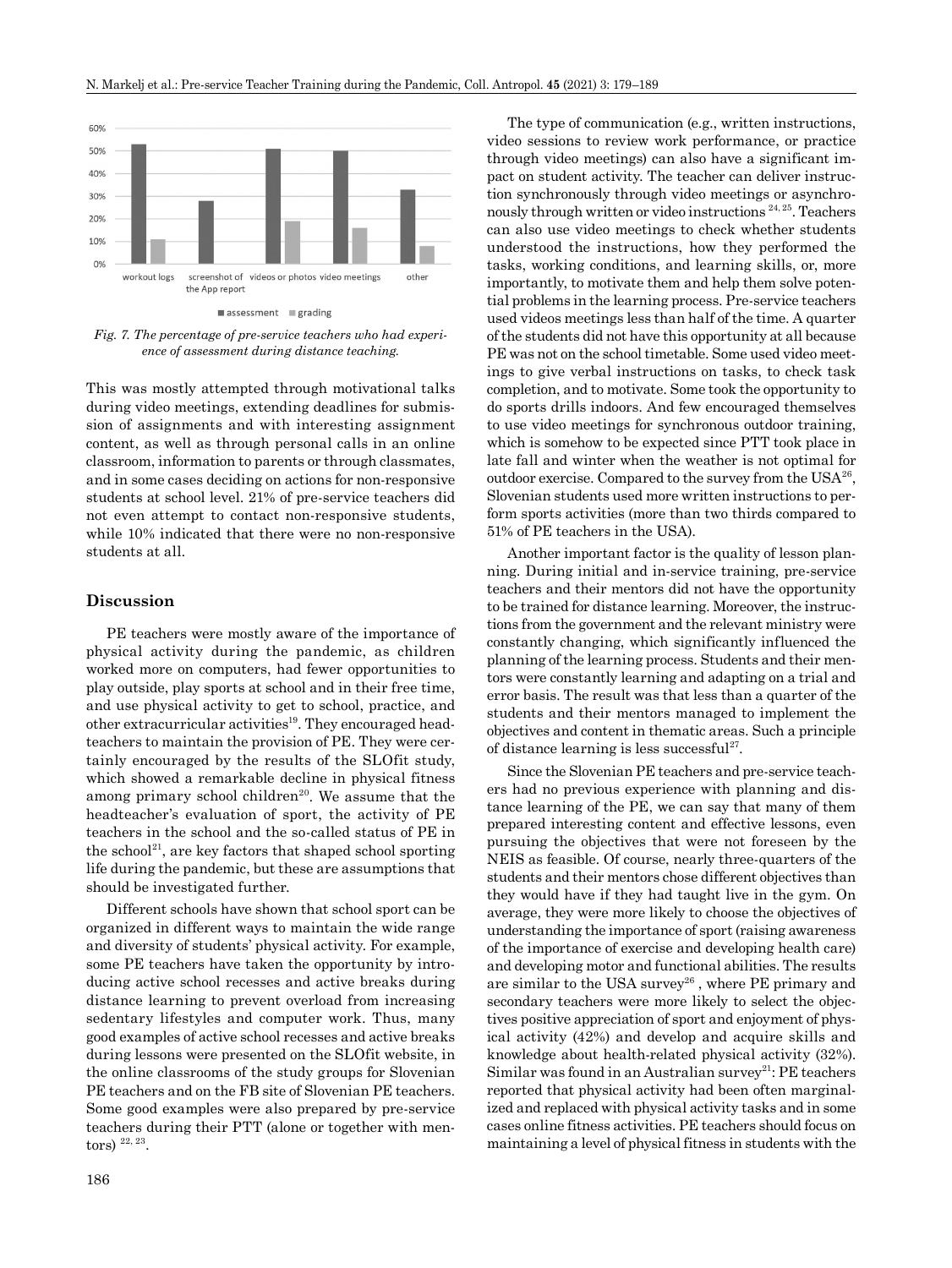60%
50%
40%
30%
20%
10%
0%

workout logs
screenshot of the App report
videos or photos
video meetings
other

■ assessment ■ grading

*Fig. 7. The percentage of pre-service teachers who had experience of assessment during distance teaching.*

This was mostly attempted through motivational talks during video meetings, extending deadlines for submission of assignments and with interesting assignment content, as well as through personal calls in an online classroom, information to parents or through classmates, and in some cases deciding on actions for non-responsive students at school level. 21% of pre-service teachers did not even attempt to contact non-responsive students, while 10% indicated that there were no non-responsive students at all.

## Discussion

PE teachers were mostly aware of the importance of physical activity during the pandemic, as children worked more on computers, had fewer opportunities to play outside, play sports at school and in their free time, and use physical activity to get to school, practice, and other extracurricular activities[19]. They encouraged headteachers to maintain the provision of PE. They were certainly encouraged by the results of the SLOfit study, which showed a remarkable decline in physical fitness among primary school children[20]. We assume that the headteacher's evaluation of sport, the activity of PE teachers in the school and the so-called status of PE in the school[21], are key factors that shaped school sporting life during the pandemic, but these are assumptions that should be investigated further.

Different schools have shown that school sport can be organized in different ways to maintain the wide range and diversity of students' physical activity. For example, some PE teachers have taken the opportunity by introducing active school recesses and active breaks during distance learning to prevent overload from increasing sedentary lifestyles and computer work. Thus, many good examples of active school recesses and active breaks during lessons were presented on the SLOfit website, in the online classrooms of the study groups for Slovenian PE teachers and on the FB site of Slovenian PE teachers. Some good examples were also prepared by pre-service teachers during their PTT (alone or together with mentors) [22, 23].

The type of communication (e.g., written instructions, video sessions to review work performance, or practice through video meetings) can also have a significant impact on student activity. The teacher can deliver instruction synchronously through video meetings or asynchronously through written or video instructions [24, 25]. Teachers can also use video meetings to check whether students understood the instructions, how they performed the tasks, working conditions, and learning skills, or, more importantly, to motivate them and help them solve potential problems in the learning process. Pre-service teachers used videos meetings less than half of the time. A quarter of the students did not have this opportunity at all because PE was not on the school timetable. Some used video meetings to give verbal instructions on tasks, to check task completion, and to motivate. Some took the opportunity to do sports drills indoors. And few encouraged themselves to use video meetings for synchronous outdoor training, which is somehow to be expected since PTT took place in late fall and winter when the weather is not optimal for outdoor exercise. Compared to the survey from the USA[26], Slovenian students used more written instructions to perform sports activities (more than two thirds compared to 51% of PE teachers in the USA).

Another important factor is the quality of lesson planning. During initial and in-service training, pre-service teachers and their mentors did not have the opportunity to be trained for distance learning. Moreover, the instructions from the government and the relevant ministry were constantly changing, which significantly influenced the planning of the learning process. Students and their mentors were constantly learning and adapting on a trial and error basis. The result was that less than a quarter of the students and their mentors managed to implement the objectives and content in thematic areas. Such a principle of distance learning is less successful[27].

Since the Slovenian PE teachers and pre-service teachers had no previous experience with planning and distance learning of the PE, we can say that many of them prepared interesting content and effective lessons, even pursuing the objectives that were not foreseen by the NEIS as feasible. Of course, nearly three-quarters of the students and their mentors chose different objectives than they would have if they had taught live in the gym. On average, they were more likely to choose the objectives of understanding the importance of sport (raising awareness of the importance of exercise and developing health care) and developing motor and functional abilities. The results are similar to the USA survey[26] , where PE primary and secondary teachers were more likely to select the objectives positive appreciation of sport and enjoyment of physical activity (42%) and develop and acquire skills and knowledge about health-related physical activity (32%). Similar was found in an Australian survey[21]: PE teachers reported that physical activity had been often marginalized and replaced with physical activity tasks and in some cases online fitness activities. PE teachers should focus on maintaining a level of physical fitness in students with the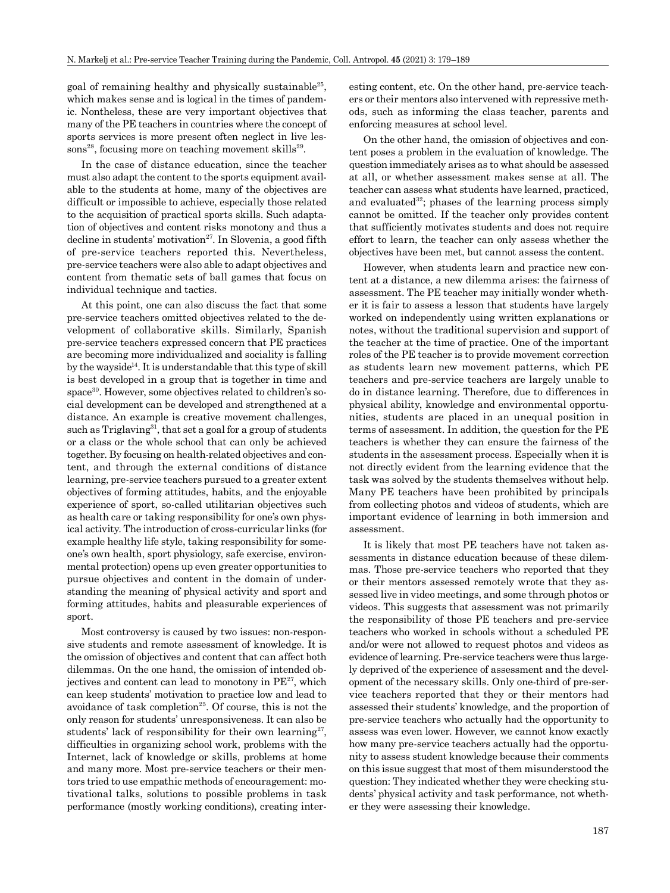goal of remaining healthy and physically sustainable[25], which makes sense and is logical in the times of pandemic. Nontheless, these are very important objectives that many of the PE teachers in countries where the concept of sports services is more present often neglect in live lessons[28], focusing more on teaching movement skills[29].

In the case of distance education, since the teacher must also adapt the content to the sports equipment available to the students at home, many of the objectives are difficult or impossible to achieve, especially those related to the acquisition of practical sports skills. Such adaptation of objectives and content risks monotony and thus a decline in students' motivation[27]. In Slovenia, a good fifth of pre-service teachers reported this. Nevertheless, pre-service teachers were also able to adapt objectives and content from thematic sets of ball games that focus on individual technique and tactics.

At this point, one can also discuss the fact that some pre-service teachers omitted objectives related to the development of collaborative skills. Similarly, Spanish pre-service teachers expressed concern that PE practices are becoming more individualized and sociality is falling by the wayside[14]. It is understandable that this type of skill is best developed in a group that is together in time and space[30]. However, some objectives related to children's social development can be developed and strengthened at a distance. An example is creative movement challenges, such as Triglaving[31], that set a goal for a group of students or a class or the whole school that can only be achieved together. By focusing on health-related objectives and content, and through the external conditions of distance learning, pre-service teachers pursued to a greater extent objectives of forming attitudes, habits, and the enjoyable experience of sport, so-called utilitarian objectives such as health care or taking responsibility for one's own physical activity. The introduction of cross-curricular links (for example healthy life style, taking responsibility for someone's own health, sport physiology, safe exercise, environmental protection) opens up even greater opportunities to pursue objectives and content in the domain of understanding the meaning of physical activity and sport and forming attitudes, habits and pleasurable experiences of sport.

Most controversy is caused by two issues: non-responsive students and remote assessment of knowledge. It is the omission of objectives and content that can affect both dilemmas. On the one hand, the omission of intended objectives and content can lead to monotony in PE[27], which can keep students' motivation to practice low and lead to avoidance of task completion[25]. Of course, this is not the only reason for students' unresponsiveness. It can also be students' lack of responsibility for their own learning[27], difficulties in organizing school work, problems with the Internet, lack of knowledge or skills, problems at home and many more. Most pre-service teachers or their mentors tried to use empathic methods of encouragement: motivational talks, solutions to possible problems in task performance (mostly working conditions), creating interesting content, etc. On the other hand, pre-service teachers or their mentors also intervened with repressive methods, such as informing the class teacher, parents and enforcing measures at school level.

On the other hand, the omission of objectives and content poses a problem in the evaluation of knowledge. The question immediately arises as to what should be assessed at all, or whether assessment makes sense at all. The teacher can assess what students have learned, practiced, and evaluated[32]; phases of the learning process simply cannot be omitted. If the teacher only provides content that sufficiently motivates students and does not require effort to learn, the teacher can only assess whether the objectives have been met, but cannot assess the content.

However, when students learn and practice new content at a distance, a new dilemma arises: the fairness of assessment. The PE teacher may initially wonder whether it is fair to assess a lesson that students have largely worked on independently using written explanations or notes, without the traditional supervision and support of the teacher at the time of practice. One of the important roles of the PE teacher is to provide movement correction as students learn new movement patterns, which PE teachers and pre-service teachers are largely unable to do in distance learning. Therefore, due to differences in physical ability, knowledge and environmental opportunities, students are placed in an unequal position in terms of assessment. In addition, the question for the PE teachers is whether they can ensure the fairness of the students in the assessment process. Especially when it is not directly evident from the learning evidence that the task was solved by the students themselves without help. Many PE teachers have been prohibited by principals from collecting photos and videos of students, which are important evidence of learning in both immersion and assessment.

It is likely that most PE teachers have not taken assessments in distance education because of these dilemmas. Those pre-service teachers who reported that they or their mentors assessed remotely wrote that they assessed live in video meetings, and some through photos or videos. This suggests that assessment was not primarily the responsibility of those PE teachers and pre-service teachers who worked in schools without a scheduled PE and/or were not allowed to request photos and videos as evidence of learning. Pre-service teachers were thus largely deprived of the experience of assessment and the development of the necessary skills. Only one-third of pre-service teachers reported that they or their mentors had assessed their students' knowledge, and the proportion of pre-service teachers who actually had the opportunity to assess was even lower. However, we cannot know exactly how many pre-service teachers actually had the opportunity to assess student knowledge because their comments on this issue suggest that most of them misunderstood the question: They indicated whether they were checking students' physical activity and task performance, not whether they were assessing their knowledge.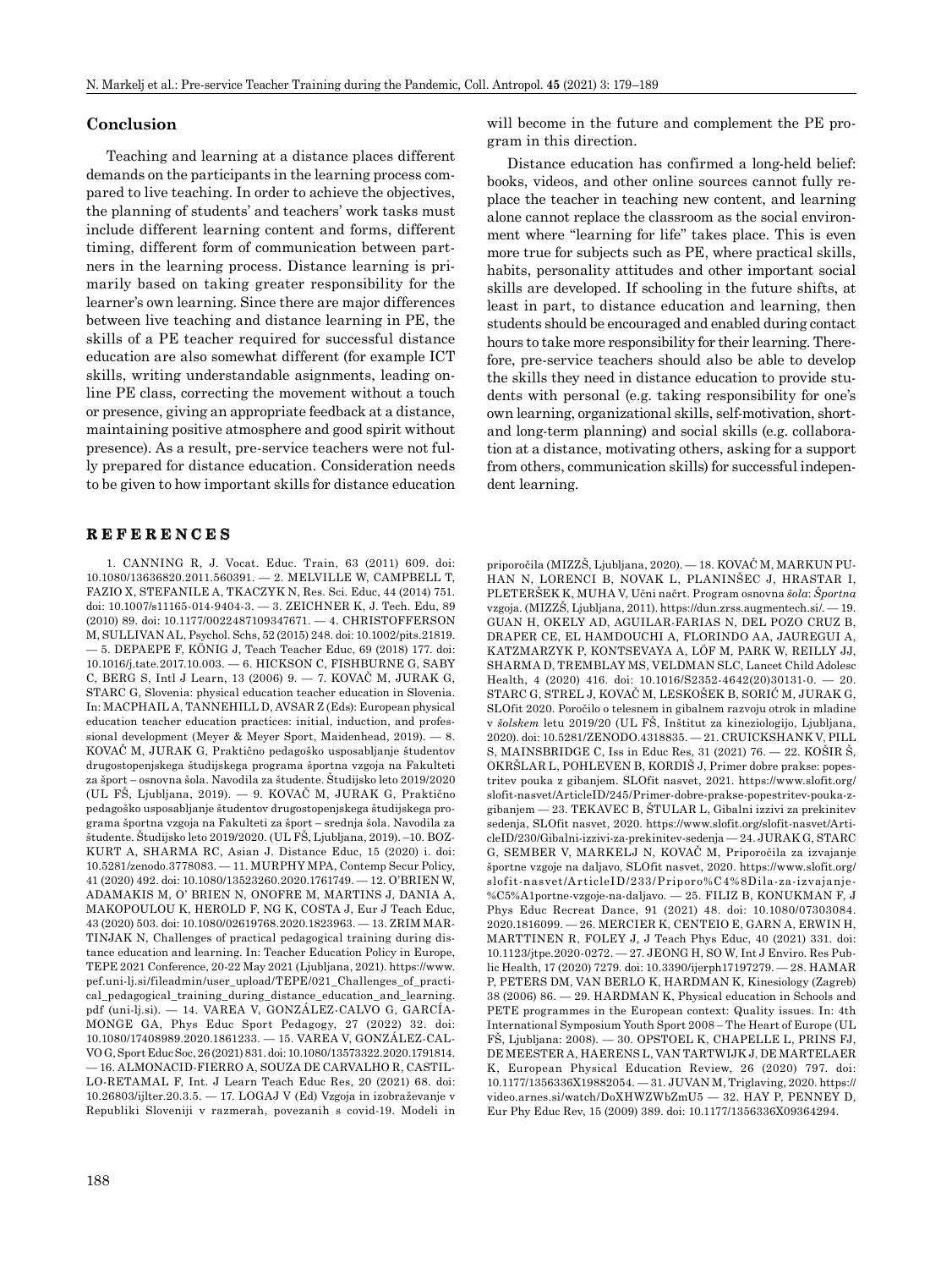## Conclusion

Teaching and learning at a distance places different demands on the participants in the learning process compared to live teaching. In order to achieve the objectives, the planning of students' and teachers' work tasks must include different learning content and forms, different timing, different form of communication between partners in the learning process. Distance learning is primarily based on taking greater responsibility for the learner's own learning. Since there are major differences between live teaching and distance learning in PE, the skills of a PE teacher required for successful distance education are also somewhat different (for example ICT skills, writing understandable asignments, leading online PE class, correcting the movement without a touch or presence, giving an appropriate feedback at a distance, maintaining positive atmosphere and good spirit without presence). As a result, pre-service teachers were not fully prepared for distance education. Consideration needs to be given to how important skills for distance education will become in the future and complement the PE program in this direction.

Distance education has confirmed a long-held belief: books, videos, and other online sources cannot fully replace the teacher in teaching new content, and learning alone cannot replace the classroom as the social environment where "learning for life" takes place. This is even more true for subjects such as PE, where practical skills, habits, personality attitudes and other important social skills are developed. If schooling in the future shifts, at least in part, to distance education and learning, then students should be encouraged and enabled during contact hours to take more responsibility for their learning. Therefore, pre-service teachers should also be able to develop the skills they need in distance education to provide students with personal (e.g. taking responsibility for one's own learning, organizational skills, self-motivation, short- and long-term planning) and social skills (e.g. collaboration at a distance, motivating others, asking for a support from others, communication skills) for successful independent learning.

## REFERENCES

1. CANNING R, J. Vocat. Educ. Train, 63 (2011) 609. doi: 10.1080/13636820.2011.560391. — 2. MELVILLE W, CAMPBELL T, FAZIO X, STEFANILE A, TKACZYK N, Res. Sci. Educ, 44 (2014) 751. doi: 10.1007/s11165-014-9404-3. — 3. ZEICHNER K, J. Tech. Edu, 89 (2010) 89. doi: 10.1177/0022487109347671. — 4. CHRISTOFFERSON M, SULLIVAN AL, Psychol. Schs, 52 (2015) 248. doi: 10.1002/pits.21819. — 5. DEPAEPE F, KÖNIG J, Teach Teacher Educ, 69 (2018) 177. doi: 10.1016/j.tate.2017.10.003. — 6. HICKSON C, FISHBURNE G, SABY C, BERG S, Intl J Learn, 13 (2006) 9. — 7. KOVAČ M, JURAK G, STARC G, Slovenia: physical education teacher education in Slovenia. In: MACPHAIL A, TANNEHILL D, AVSAR Z (Eds): European physical education teacher education practices: initial, induction, and professional development (Meyer & Meyer Sport, Maidenhead, 2019). — 8. KOVAČ M, JURAK G, Praktično pedagoško usposabljanje študentov drugostopenjskega študijskega programa športna vzgoja na Fakulteti za šport – osnovna šola. Navodila za študente. Študijsko leto 2019/2020 (UL FŠ, Ljubljana, 2019). — 9. KOVAČ M, JURAK G, Praktično pedagoško usposabljanje študentov drugostopenjskega študijskega programa športna vzgoja na Fakulteti za šport – srednja šola. Navodila za študente. Študijsko leto 2019/2020. (UL FŠ, Ljubljana, 2019). –10. BOZKURT A, SHARMA RC, Asian J. Distance Educ, 15 (2020) i. doi: 10.5281/zenodo.3778083. — 11. MURPHY MPA, Contemp Secur Policy, 41 (2020) 492. doi: 10.1080/13523260.2020.1761749. — 12. O'BRIEN W, ADAMAKIS M, O' BRIEN N, ONOFRE M, MARTINS J, DANIA A, MAKOPOULOU K, HEROLD F, NG K, COSTA J, Eur J Teach Educ, 43 (2020) 503. doi: 10.1080/02619768.2020.1823963. — 13. ZRIM MARTINJAK N, Challenges of practical pedagogical training during distance education and learning. In: Teacher Education Policy in Europe, TEPE 2021 Conference, 20-22 May 2021 (Ljubljana, 2021). https://www.pef.uni-lj.si/fileadmin/user_upload/TEPE/021_Challenges_of_practical_pedagogical_training_during_distance_education_and_learning.pdf (uni-lj.si). — 14. VAREA V, GONZÁLEZ-CALVO G, GARCÍA-MONGE GA, Phys Educ Sport Pedagogy, 27 (2022) 32. doi: 10.1080/17408989.2020.1861233. — 15. VAREA V, GONZÁLEZ-CALVO G, Sport Educ Soc, 26 (2021) 831. doi: 10.1080/13573322.2020.1791814. — 16. ALMONACID-FIERRO A, SOUZA DE CARVALHO R, CASTILLO-RETAMAL F, Int. J Learn Teach Educ Res, 20 (2021) 68. doi: 10.26803/ijlter.20.3.5. — 17. LOGAJ V (Ed) Vzgoja in izobraževanje v Republiki Sloveniji v razmerah, povezanih s covid-19. Modeli in priporočila (MIZZŠ, Ljubljana, 2020). — 18. KOVAČ M, MARKUN PUHAN N, LORENCI B, NOVAK L, PLANINŠEC J, HRASTAR I, PLETERŠEK K, MUHA V, Učni načrt. Program osnovna *šola*: *Športna* vzgoja. (MIZZŠ, Ljubljana, 2011). https://dun.zrss.augmentech.si/. — 19. GUAN H, OKELY AD, AGUILAR-FARIAS N, DEL POZO CRUZ B, DRAPER CE, EL HAMDOUCHI A, FLORINDO AA, JAUREGUI A, KATZMARZYK P, KONTSEVAYA A, LÖF M, PARK W, REILLY JJ, SHARMA D, TREMBLAY MS, VELDMAN SLC, Lancet Child Adolesc Health, 4 (2020) 416. doi: 10.1016/S2352-4642(20)30131-0. — 20. STARC G, STREL J, KOVAČ M, LESKOŠEK B, SORIĆ M, JURAK G, SLOfit 2020. Poročilo o telesnem in gibalnem razvoju otrok in mladine v *šolskem* letu 2019/20 (UL FŠ, Inštitut za kineziologijo, Ljubljana, 2020). doi: 10.5281/ZENODO.4318835. — 21. CRUICKSHANK V, PILL S, MAINSBRIDGE C, Iss in Educ Res, 31 (2021) 76. — 22. KOŠIR Š, OKRŠLAR L, POHLEVEN B, KORDIŠ J, Primer dobre prakse: popestritev pouka z gibanjem. SLOfit nasvet, 2021. https://www.slofit.org/slofit-nasvet/ArticleID/245/Primer-dobre-prakse-popestritev-pouka-z-gibanjem — 23. TEKAVEC B, ŠTULAR L, Gibalni izzivi za prekinitev sedenja, SLOfit nasvet, 2020. https://www.slofit.org/slofit-nasvet/ArticleID/230/Gibalni-izzivi-za-prekinitev-sedenja — 24. JURAK G, STARC G, SEMBER V, MARKELJ N, KOVAČ M, Priporočila za izvajanje športne vzgoje na daljavo, SLOfit nasvet, 2020. https://www.slofit.org/slofit-nasvet/ArticleID/233/Priporo%C4%8Dila-za-izvajanje-%C5%A1portne-vzgoje-na-daljavo. — 25. FILIZ B, KONUKMAN F, J Phys Educ Recreat Dance, 91 (2021) 48. doi: 10.1080/07303084.2020.1816099. — 26. MERCIER K, CENTEIO E, GARN A, ERWIN H, MARTTINEN R, FOLEY J, J Teach Phys Educ, 40 (2021) 331. doi: 10.1123/jtpe.2020-0272. — 27. JEONG H, SO W, Int J Enviro. Res Public Health, 17 (2020) 7279. doi: 10.3390/ijerph17197279. — 28. HAMAR P, PETERS DM, VAN BERLO K, HARDMAN K, Kinesiology (Zagreb) 38 (2006) 86. — 29. HARDMAN K, Physical education in Schools and PETE programmes in the European context: Quality issues. In: 4th International Symposium Youth Sport 2008 – The Heart of Europe (UL FŠ, Ljubljana: 2008). — 30. OPSTOEL K, CHAPELLE L, PRINS FJ, DE MEESTER A, HAERENS L, VAN TARTWIJK J, DE MARTELAER K, European Physical Education Review, 26 (2020) 797. doi: 10.1177/1356336X19882054. — 31. JUVAN M, Triglaving, 2020. https://video.arnes.si/watch/DoXHWZWbZmU5 — 32. HAY P, PENNEY D, Eur Phy Educ Rev, 15 (2009) 389. doi: 10.1177/1356336X09364294.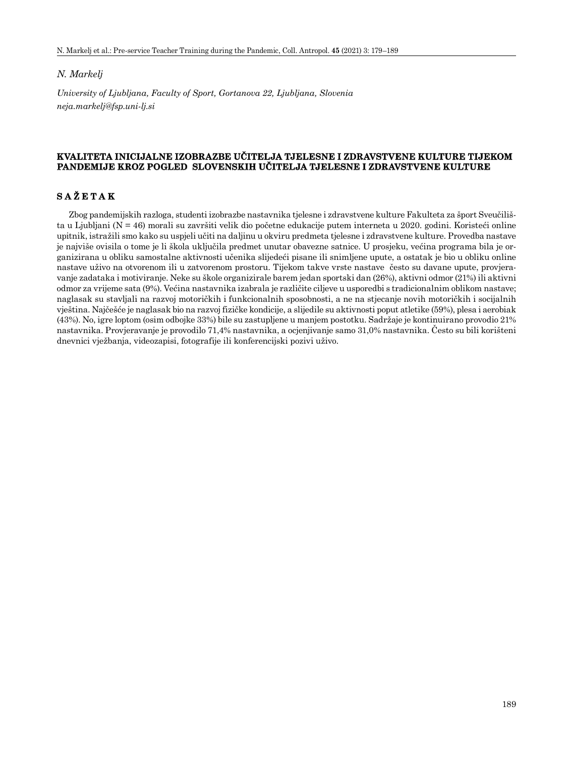*N. Markelj*

*University of Ljubljana, Faculty of Sport, Gortanova 22, Ljubljana, Slovenia*
*neja.markelj@fsp.uni-lj.si*

## KVALITETA INICIJALNE IZOBRAZBE UČITELJA TJELESNE I ZDRAVSTVENE KULTURE TIJEKOM PANDEMIJE KROZ POGLED SLOVENSKIH UČITELJA TJELESNE I ZDRAVSTVENE KULTURE

## S A Ž E T A K

Zbog pandemijskih razloga, studenti izobrazbe nastavnika tjelesne i zdravstvene kulture Fakulteta za šport Sveučilišta u Ljubljani (N = 46) morali su završiti velik dio početne edukacije putem interneta u 2020. godini. Koristeći online upitnik, istražili smo kako su uspjeli učiti na daljinu u okviru predmeta tjelesne i zdravstvene kulture. Provedba nastave je najviše ovisila o tome je li škola uključila predmet unutar obavezne satnice. U prosjeku, većina programa bila je organizirana u obliku samostalne aktivnosti učenika slijedeći pisane ili snimljene upute, a ostatak je bio u obliku online nastave uživo na otvorenom ili u zatvorenom prostoru. Tijekom takve vrste nastave često su davane upute, provjeravanje zadataka i motiviranje. Neke su škole organizirale barem jedan sportski dan (26%), aktivni odmor (21%) ili aktivni odmor za vrijeme sata (9%). Većina nastavnika izabrala je različite ciljeve u usporedbi s tradicionalnim oblikom nastave; naglasak su stavljali na razvoj motoričkih i funkcionalnih sposobnosti, a ne na stjecanje novih motoričkih i socijalnih vještina. Najčešće je naglasak bio na razvoj fizičke kondicije, a slijedile su aktivnosti poput atletike (59%), plesa i aerobiak (43%). No, igre loptom (osim odbojke 33%) bile su zastupljene u manjem postotku. Sadržaje je kontinuirano provodio 21% nastavnika. Provjeravanje je provodilo 71,4% nastavnika, a ocjenjivanje samo 31,0% nastavnika. Često su bili korišteni dnevnici vježbanja, videozapisi, fotografije ili konferencijski pozivi uživo.